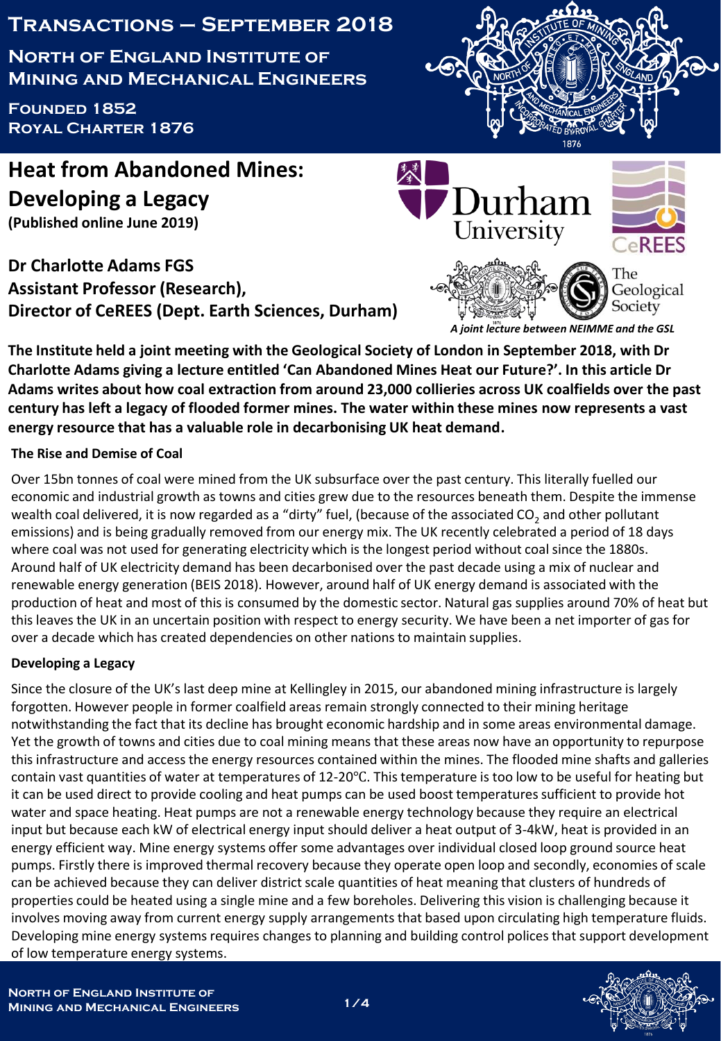# Transactions – September 2018

## North of England Institute of Mining and Mechanical Engineers

**Founded 1852**
**Royal Charter 1876**

# Heat from Abandoned Mines: Developing a Legacy

**(Published online June 2019)**

**Dr Charlotte Adams FGS**
**Assistant Professor (Research),**
**Director of CeREES (Dept. Earth Sciences, Durham)**

*A joint lecture between NEIMME and the GSL*

**The Institute held a joint meeting with the Geological Society of London in September 2018, with Dr Charlotte Adams giving a lecture entitled 'Can Abandoned Mines Heat our Future?'. In this article Dr Adams writes about how coal extraction from around 23,000 collieries across UK coalfields over the past century has left a legacy of flooded former mines. The water within these mines now represents a vast energy resource that has a valuable role in decarbonising UK heat demand.**

### The Rise and Demise of Coal

Over 15bn tonnes of coal were mined from the UK subsurface over the past century. This literally fuelled our economic and industrial growth as towns and cities grew due to the resources beneath them. Despite the immense wealth coal delivered, it is now regarded as a "dirty" fuel, (because of the associated $CO_2$ and other pollutant emissions) and is being gradually removed from our energy mix. The UK recently celebrated a period of 18 days where coal was not used for generating electricity which is the longest period without coal since the 1880s. Around half of UK electricity demand has been decarbonised over the past decade using a mix of nuclear and renewable energy generation (BEIS 2018). However, around half of UK energy demand is associated with the production of heat and most of this is consumed by the domestic sector. Natural gas supplies around 70% of heat but this leaves the UK in an uncertain position with respect to energy security. We have been a net importer of gas for over a decade which has created dependencies on other nations to maintain supplies.

### Developing a Legacy

Since the closure of the UK's last deep mine at Kellingley in 2015, our abandoned mining infrastructure is largely forgotten. However people in former coalfield areas remain strongly connected to their mining heritage notwithstanding the fact that its decline has brought economic hardship and in some areas environmental damage. Yet the growth of towns and cities due to coal mining means that these areas now have an opportunity to repurpose this infrastructure and access the energy resources contained within the mines. The flooded mine shafts and galleries contain vast quantities of water at temperatures of 12-20℃. This temperature is too low to be useful for heating but it can be used direct to provide cooling and heat pumps can be used boost temperatures sufficient to provide hot water and space heating. Heat pumps are not a renewable energy technology because they require an electrical input but because each kW of electrical energy input should deliver a heat output of 3-4kW, heat is provided in an energy efficient way. Mine energy systems offer some advantages over individual closed loop ground source heat pumps. Firstly there is improved thermal recovery because they operate open loop and secondly, economies of scale can be achieved because they can deliver district scale quantities of heat meaning that clusters of hundreds of properties could be heated using a single mine and a few boreholes. Delivering this vision is challenging because it involves moving away from current energy supply arrangements that based upon circulating high temperature fluids. Developing mine energy systems requires changes to planning and building control polices that support development of low temperature energy systems.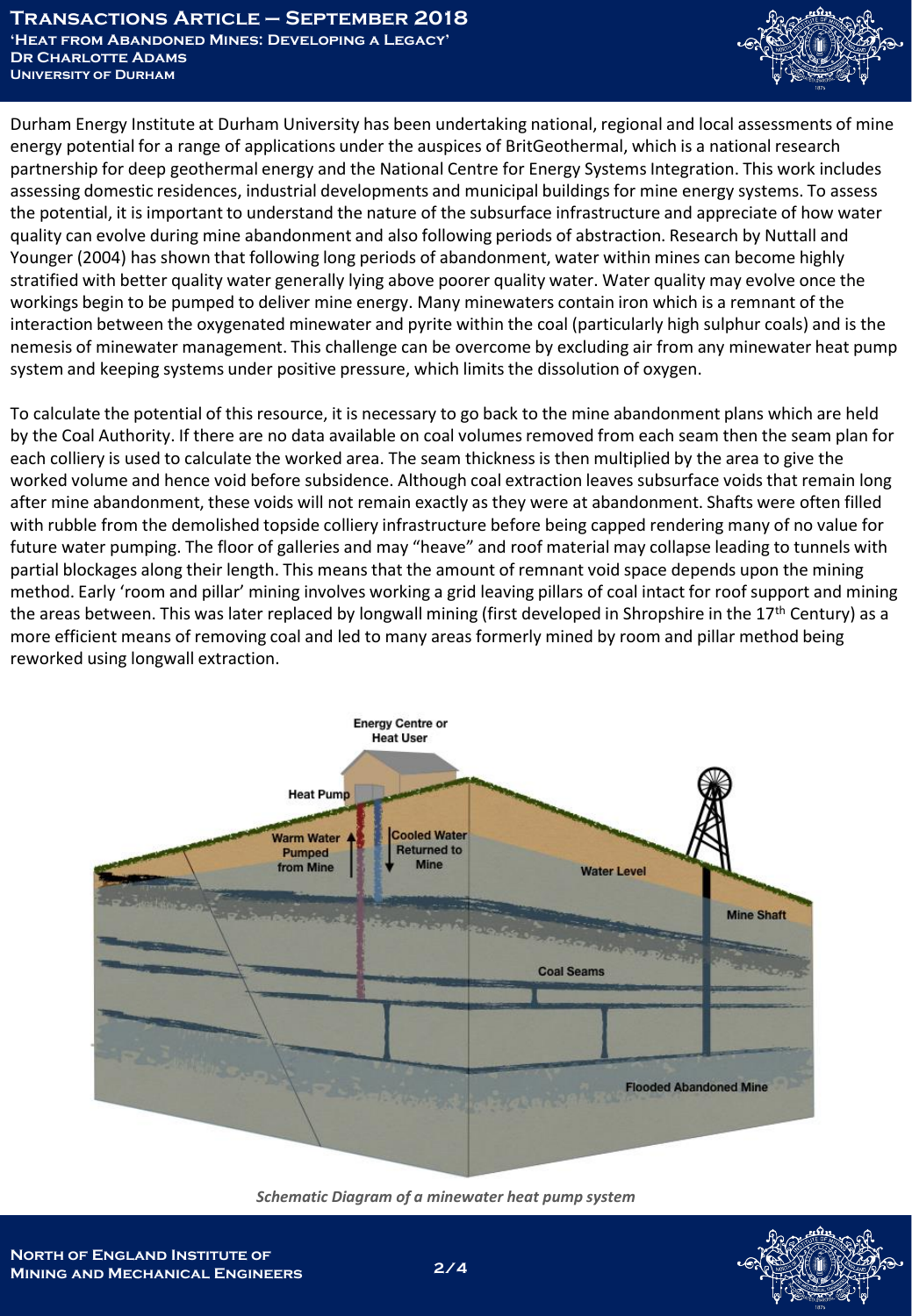Durham Energy Institute at Durham University has been undertaking national, regional and local assessments of mine energy potential for a range of applications under the auspices of BritGeothermal, which is a national research partnership for deep geothermal energy and the National Centre for Energy Systems Integration. This work includes assessing domestic residences, industrial developments and municipal buildings for mine energy systems. To assess the potential, it is important to understand the nature of the subsurface infrastructure and appreciate of how water quality can evolve during mine abandonment and also following periods of abstraction. Research by Nuttall and Younger (2004) has shown that following long periods of abandonment, water within mines can become highly stratified with better quality water generally lying above poorer quality water. Water quality may evolve once the workings begin to be pumped to deliver mine energy. Many minewaters contain iron which is a remnant of the interaction between the oxygenated minewater and pyrite within the coal (particularly high sulphur coals) and is the nemesis of minewater management. This challenge can be overcome by excluding air from any minewater heat pump system and keeping systems under positive pressure, which limits the dissolution of oxygen.

To calculate the potential of this resource, it is necessary to go back to the mine abandonment plans which are held by the Coal Authority. If there are no data available on coal volumes removed from each seam then the seam plan for each colliery is used to calculate the worked area. The seam thickness is then multiplied by the area to give the worked volume and hence void before subsidence. Although coal extraction leaves subsurface voids that remain long after mine abandonment, these voids will not remain exactly as they were at abandonment. Shafts were often filled with rubble from the demolished topside colliery infrastructure before being capped rendering many of no value for future water pumping. The floor of galleries and may "heave" and roof material may collapse leading to tunnels with partial blockages along their length. This means that the amount of remnant void space depends upon the mining method. Early 'room and pillar' mining involves working a grid leaving pillars of coal intact for roof support and mining the areas between. This was later replaced by longwall mining (first developed in Shropshire in the 17th Century) as a more efficient means of removing coal and led to many areas formerly mined by room and pillar method being reworked using longwall extraction.

*Schematic Diagram of a minewater heat pump system*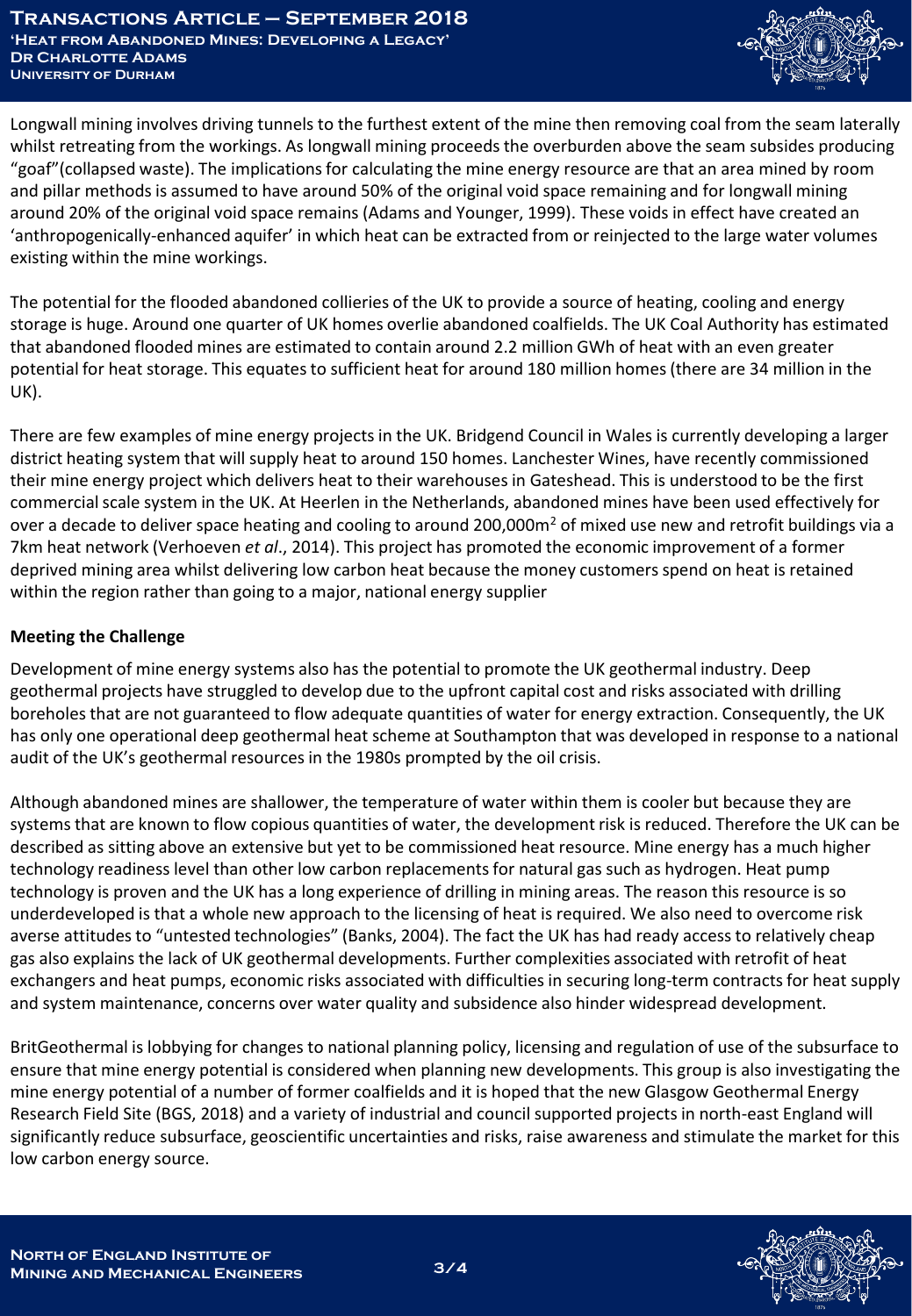Longwall mining involves driving tunnels to the furthest extent of the mine then removing coal from the seam laterally whilst retreating from the workings. As longwall mining proceeds the overburden above the seam subsides producing "goaf"(collapsed waste). The implications for calculating the mine energy resource are that an area mined by room and pillar methods is assumed to have around 50% of the original void space remaining and for longwall mining around 20% of the original void space remains (Adams and Younger, 1999). These voids in effect have created an 'anthropogenically-enhanced aquifer' in which heat can be extracted from or reinjected to the large water volumes existing within the mine workings.

The potential for the flooded abandoned collieries of the UK to provide a source of heating, cooling and energy storage is huge. Around one quarter of UK homes overlie abandoned coalfields. The UK Coal Authority has estimated that abandoned flooded mines are estimated to contain around 2.2 million GWh of heat with an even greater potential for heat storage. This equates to sufficient heat for around 180 million homes (there are 34 million in the UK).

There are few examples of mine energy projects in the UK. Bridgend Council in Wales is currently developing a larger district heating system that will supply heat to around 150 homes. Lanchester Wines, have recently commissioned their mine energy project which delivers heat to their warehouses in Gateshead. This is understood to be the first commercial scale system in the UK. At Heerlen in the Netherlands, abandoned mines have been used effectively for over a decade to deliver space heating and cooling to around 200,000m$^2$ of mixed use new and retrofit buildings via a 7km heat network (Verhoeven *et al*., 2014). This project has promoted the economic improvement of a former deprived mining area whilst delivering low carbon heat because the money customers spend on heat is retained within the region rather than going to a major, national energy supplier

**Meeting the Challenge**

Development of mine energy systems also has the potential to promote the UK geothermal industry. Deep geothermal projects have struggled to develop due to the upfront capital cost and risks associated with drilling boreholes that are not guaranteed to flow adequate quantities of water for energy extraction. Consequently, the UK has only one operational deep geothermal heat scheme at Southampton that was developed in response to a national audit of the UK's geothermal resources in the 1980s prompted by the oil crisis.

Although abandoned mines are shallower, the temperature of water within them is cooler but because they are systems that are known to flow copious quantities of water, the development risk is reduced. Therefore the UK can be described as sitting above an extensive but yet to be commissioned heat resource. Mine energy has a much higher technology readiness level than other low carbon replacements for natural gas such as hydrogen. Heat pump technology is proven and the UK has a long experience of drilling in mining areas. The reason this resource is so underdeveloped is that a whole new approach to the licensing of heat is required. We also need to overcome risk averse attitudes to "untested technologies" (Banks, 2004). The fact the UK has had ready access to relatively cheap gas also explains the lack of UK geothermal developments. Further complexities associated with retrofit of heat exchangers and heat pumps, economic risks associated with difficulties in securing long-term contracts for heat supply and system maintenance, concerns over water quality and subsidence also hinder widespread development.

BritGeothermal is lobbying for changes to national planning policy, licensing and regulation of use of the subsurface to ensure that mine energy potential is considered when planning new developments. This group is also investigating the mine energy potential of a number of former coalfields and it is hoped that the new Glasgow Geothermal Energy Research Field Site (BGS, 2018) and a variety of industrial and council supported projects in north-east England will significantly reduce subsurface, geoscientific uncertainties and risks, raise awareness and stimulate the market for this low carbon energy source.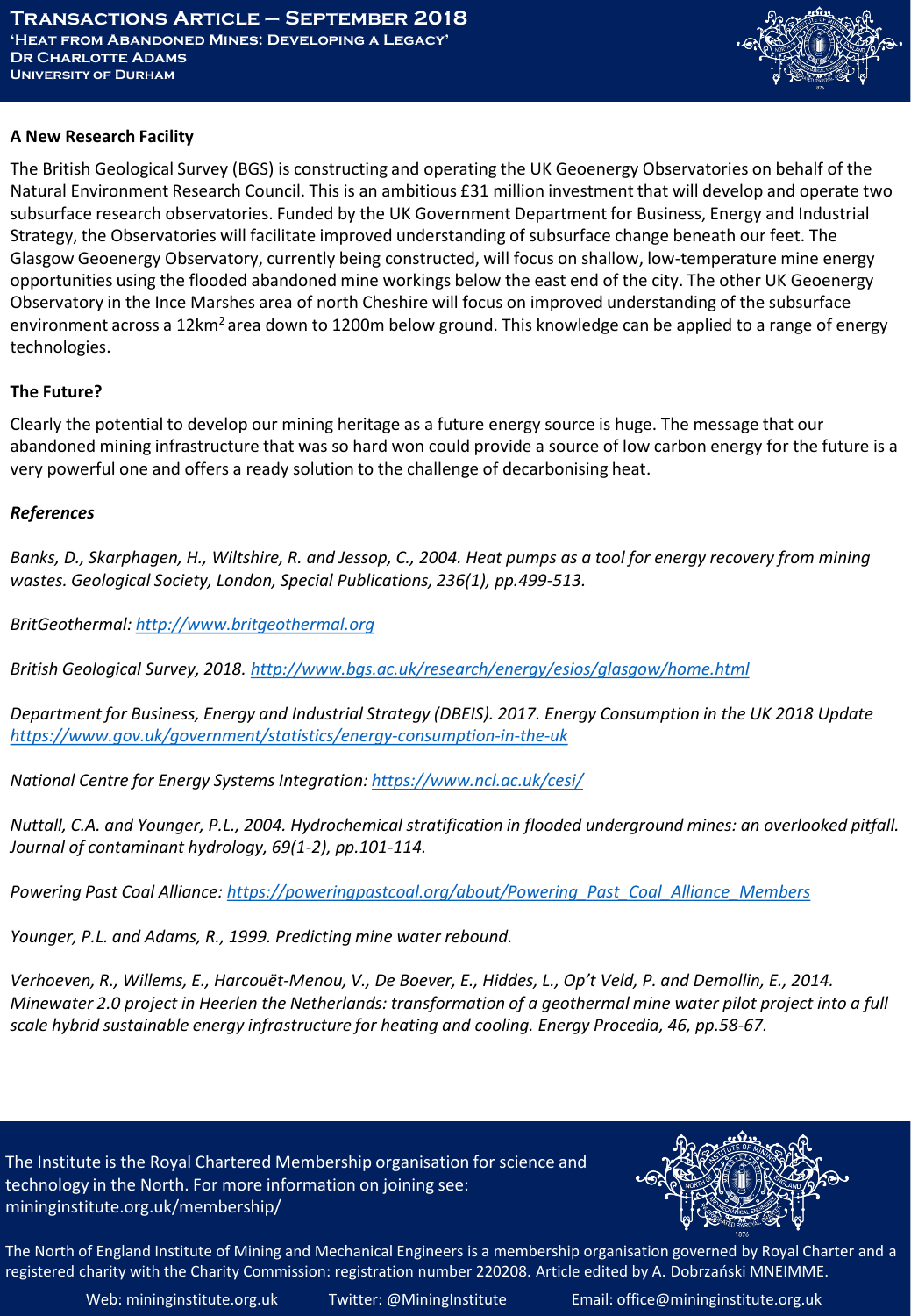## A New Research Facility

The British Geological Survey (BGS) is constructing and operating the UK Geoenergy Observatories on behalf of the Natural Environment Research Council. This is an ambitious £31 million investment that will develop and operate two subsurface research observatories. Funded by the UK Government Department for Business, Energy and Industrial Strategy, the Observatories will facilitate improved understanding of subsurface change beneath our feet. The Glasgow Geoenergy Observatory, currently being constructed, will focus on shallow, low-temperature mine energy opportunities using the flooded abandoned mine workings below the east end of the city. The other UK Geoenergy Observatory in the Ince Marshes area of north Cheshire will focus on improved understanding of the subsurface environment across a $12km^2$ area down to 1200m below ground. This knowledge can be applied to a range of energy technologies.

## The Future?

Clearly the potential to develop our mining heritage as a future energy source is huge. The message that our abandoned mining infrastructure that was so hard won could provide a source of low carbon energy for the future is a very powerful one and offers a ready solution to the challenge of decarbonising heat.

## *References*

*Banks, D., Skarphagen, H., Wiltshire, R. and Jessop, C., 2004. Heat pumps as a tool for energy recovery from mining wastes. Geological Society, London, Special Publications, 236(1), pp.499-513.*

*BritGeothermal: http://www.britgeothermal.org*

*British Geological Survey, 2018. http://www.bgs.ac.uk/research/energy/esios/glasgow/home.html*

*Department for Business, Energy and Industrial Strategy (DBEIS). 2017. Energy Consumption in the UK 2018 Update https://www.gov.uk/government/statistics/energy-consumption-in-the-uk*

*National Centre for Energy Systems Integration: https://www.ncl.ac.uk/cesi/*

*Nuttall, C.A. and Younger, P.L., 2004. Hydrochemical stratification in flooded underground mines: an overlooked pitfall. Journal of contaminant hydrology, 69(1-2), pp.101-114.*

*Powering Past Coal Alliance: https://poweringpastcoal.org/about/Powering_Past_Coal_Alliance_Members*

*Younger, P.L. and Adams, R., 1999. Predicting mine water rebound.*

*Verhoeven, R., Willems, E., Harcouët-Menou, V., De Boever, E., Hiddes, L., Op't Veld, P. and Demollin, E., 2014. Minewater 2.0 project in Heerlen the Netherlands: transformation of a geothermal mine water pilot project into a full scale hybrid sustainable energy infrastructure for heating and cooling. Energy Procedia, 46, pp.58-67.*

The Institute is the Royal Chartered Membership organisation for science and technology in the North. For more information on joining see: mininginstitute.org.uk/membership/

The North of England Institute of Mining and Mechanical Engineers is a membership organisation governed by Royal Charter and a registered charity with the Charity Commission: registration number 220208. Article edited by A. Dobrzański MNEIMME.

Web: mininginstitute.org.uk Twitter: @MiningInstitute Email: office@mininginstitute.org.uk